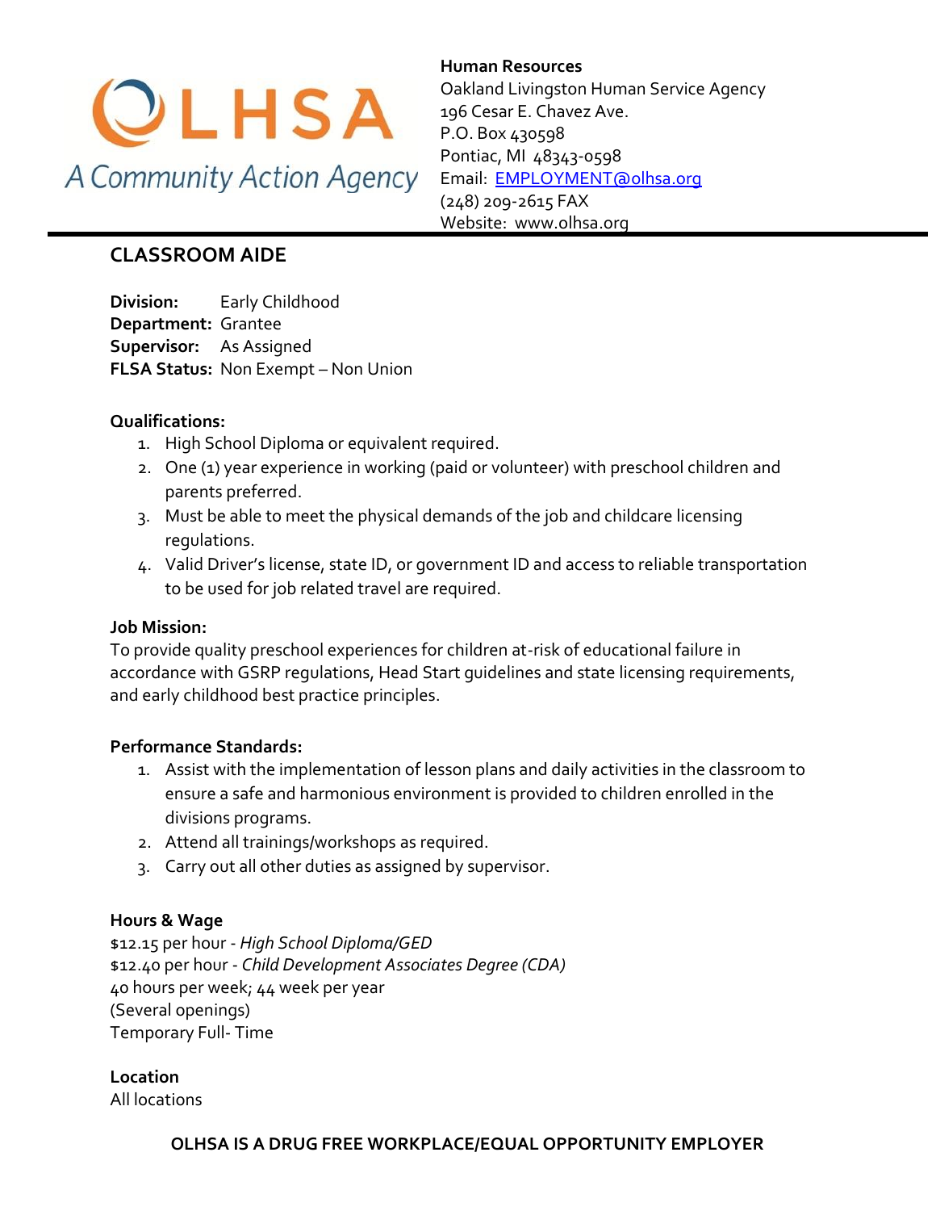OLHSA

A Community Action Agency

**Human Resources**
Oakland Livingston Human Service Agency
196 Cesar E. Chavez Ave.
P.O. Box 430598
Pontiac, MI 48343-0598
Email: EMPLOYMENT@olhsa.org
(248) 209-2615 FAX
Website: www.olhsa.org

---

## CLASSROOM AIDE

**Division:** Early Childhood
**Department:** Grantee
**Supervisor:** As Assigned
**FLSA Status:** Non Exempt – Non Union

**Qualifications:**

1. High School Diploma or equivalent required.
2. One (1) year experience in working (paid or volunteer) with preschool children and parents preferred.
3. Must be able to meet the physical demands of the job and childcare licensing regulations.
4. Valid Driver's license, state ID, or government ID and access to reliable transportation to be used for job related travel are required.

**Job Mission:**
To provide quality preschool experiences for children at-risk of educational failure in accordance with GSRP regulations, Head Start guidelines and state licensing requirements, and early childhood best practice principles.

**Performance Standards:**

1. Assist with the implementation of lesson plans and daily activities in the classroom to ensure a safe and harmonious environment is provided to children enrolled in the divisions programs.
2. Attend all trainings/workshops as required.
3. Carry out all other duties as assigned by supervisor.

**Hours & Wage**
$12.15 per hour - *High School Diploma/GED*
$12.40 per hour - *Child Development Associates Degree (CDA)*
40 hours per week; 44 week per year
(Several openings)
Temporary Full- Time

**Location**
All locations

**OLHSA IS A DRUG FREE WORKPLACE/EQUAL OPPORTUNITY EMPLOYER**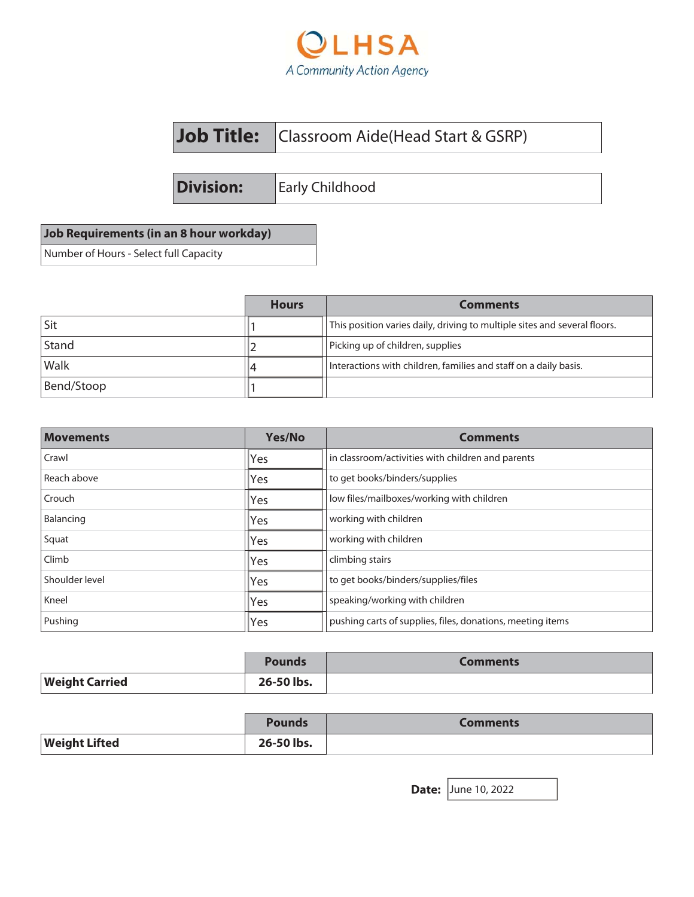LHSA
*A Community Action Agency*

| **Job Title:** | Classroom Aide(Head Start & GSRP) |
|---|---|

| **Division:** | Early Childhood |
|---|---|

| **Job Requirements (in an 8 hour workday)** |
|---|
| Number of Hours - Select full Capacity |

| | Hours | Comments |
|---|---|---|
| Sit | 1 | This position varies daily, driving to multiple sites and several floors. |
| Stand | 2 | Picking up of children, supplies |
| Walk | 4 | Interactions with children, families and staff on a daily basis. |
| Bend/Stoop | 1 | |

| Movements | Yes/No | Comments |
|---|---|---|
| Crawl | Yes | in classroom/activities with children and parents |
| Reach above | Yes | to get books/binders/supplies |
| Crouch | Yes | low files/mailboxes/working with children |
| Balancing | Yes | working with children |
| Squat | Yes | working with children |
| Climb | Yes | climbing stairs |
| Shoulder level | Yes | to get books/binders/supplies/files |
| Kneel | Yes | speaking/working with children |
| Pushing | Yes | pushing carts of supplies, files, donations, meeting items |

| | Pounds | Comments |
|---|---|---|
| **Weight Carried** | **26-50 lbs.** | |

| | Pounds | Comments |
|---|---|---|
| **Weight Lifted** | **26-50 lbs.** | |

**Date:** June 10, 2022